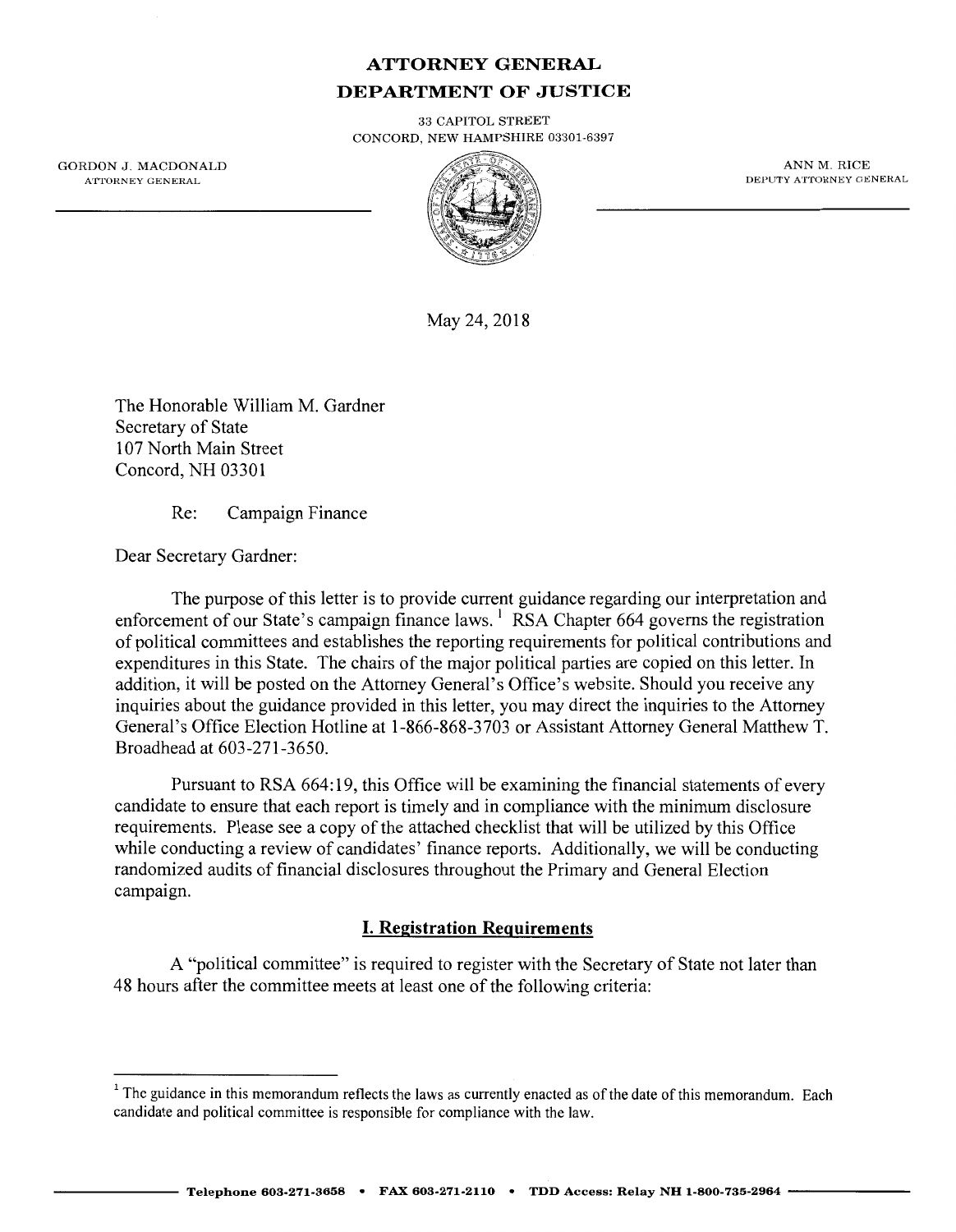# ATTORNEY GENERAL
# DEPARTMENT OF JUSTICE

33 CAPITOL STREET
CONCORD, NEW HAMPSHIRE 03301-6397

GORDON J. MACDONALD
ATTORNEY GENERAL

ANN M. RICE
DEPUTY ATTORNEY GENERAL

May 24, 2018

The Honorable William M. Gardner
Secretary of State
107 North Main Street
Concord, NH 03301

Re: Campaign Finance

Dear Secretary Gardner:

The purpose of this letter is to provide current guidance regarding our interpretation and enforcement of our State's campaign finance laws.[1] RSA Chapter 664 governs the registration of political committees and establishes the reporting requirements for political contributions and expenditures in this State. The chairs of the major political parties are copied on this letter. In addition, it will be posted on the Attorney General's Office's website. Should you receive any inquiries about the guidance provided in this letter, you may direct the inquiries to the Attorney General's Office Election Hotline at 1-866-868-3703 or Assistant Attorney General Matthew T. Broadhead at 603-271-3650.

Pursuant to RSA 664:19, this Office will be examining the financial statements of every candidate to ensure that each report is timely and in compliance with the minimum disclosure requirements. Please see a copy of the attached checklist that will be utilized by this Office while conducting a review of candidates' finance reports. Additionally, we will be conducting randomized audits of financial disclosures throughout the Primary and General Election campaign.

## I. Registration Requirements

A "political committee" is required to register with the Secretary of State not later than 48 hours after the committee meets at least one of the following criteria:

[1] The guidance in this memorandum reflects the laws as currently enacted as of the date of this memorandum. Each candidate and political committee is responsible for compliance with the law.

Telephone 603-271-3658 • FAX 603-271-2110 • TDD Access: Relay NH 1-800-735-2964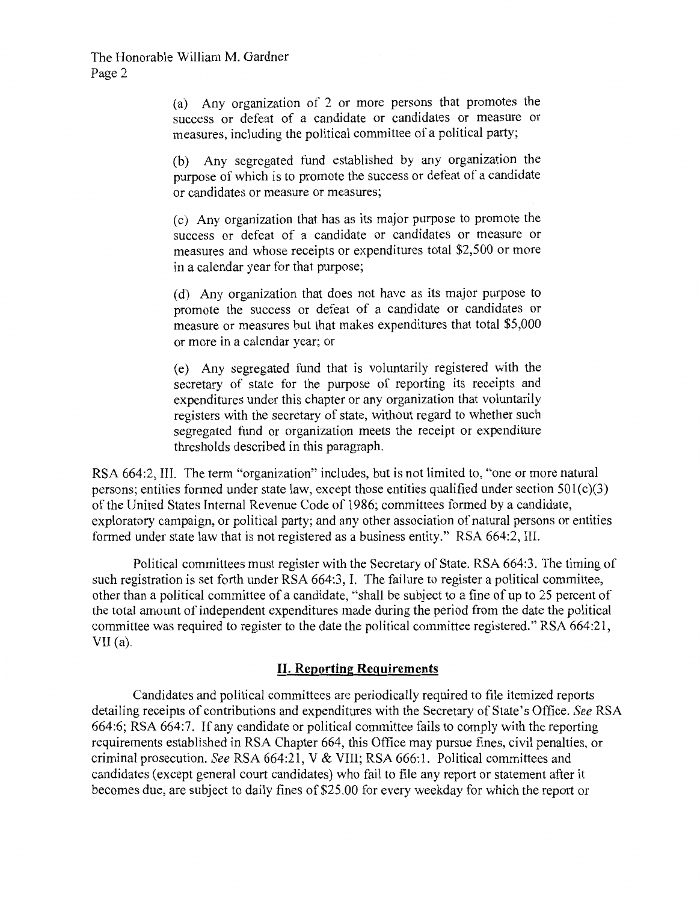> (a) Any organization of 2 or more persons that promotes the success or defeat of a candidate or candidates or measure or measures, including the political committee of a political party;
>
> (b) Any segregated fund established by any organization the purpose of which is to promote the success or defeat of a candidate or candidates or measure or measures;
>
> (c) Any organization that has as its major purpose to promote the success or defeat of a candidate or candidates or measure or measures and whose receipts or expenditures total $2,500 or more in a calendar year for that purpose;
>
> (d) Any organization that does not have as its major purpose to promote the success or defeat of a candidate or candidates or measure or measures but that makes expenditures that total $5,000 or more in a calendar year; or
>
> (e) Any segregated fund that is voluntarily registered with the secretary of state for the purpose of reporting its receipts and expenditures under this chapter or any organization that voluntarily registers with the secretary of state, without regard to whether such segregated fund or organization meets the receipt or expenditure thresholds described in this paragraph.

RSA 664:2, III. The term "organization" includes, but is not limited to, "one or more natural persons; entities formed under state law, except those entities qualified under section 501(c)(3) of the United States Internal Revenue Code of 1986; committees formed by a candidate, exploratory campaign, or political party; and any other association of natural persons or entities formed under state law that is not registered as a business entity." RSA 664:2, III.

Political committees must register with the Secretary of State. RSA 664:3. The timing of such registration is set forth under RSA 664:3, I. The failure to register a political committee, other than a political committee of a candidate, "shall be subject to a fine of up to 25 percent of the total amount of independent expenditures made during the period from the date the political committee was required to register to the date the political committee registered." RSA 664:21, VII (a).

## II. Reporting Requirements

Candidates and political committees are periodically required to file itemized reports detailing receipts of contributions and expenditures with the Secretary of State's Office. *See* RSA 664:6; RSA 664:7. If any candidate or political committee fails to comply with the reporting requirements established in RSA Chapter 664, this Office may pursue fines, civil penalties, or criminal prosecution. *See* RSA 664:21, V & VIII; RSA 666:1. Political committees and candidates (except general court candidates) who fail to file any report or statement after it becomes due, are subject to daily fines of $25.00 for every weekday for which the report or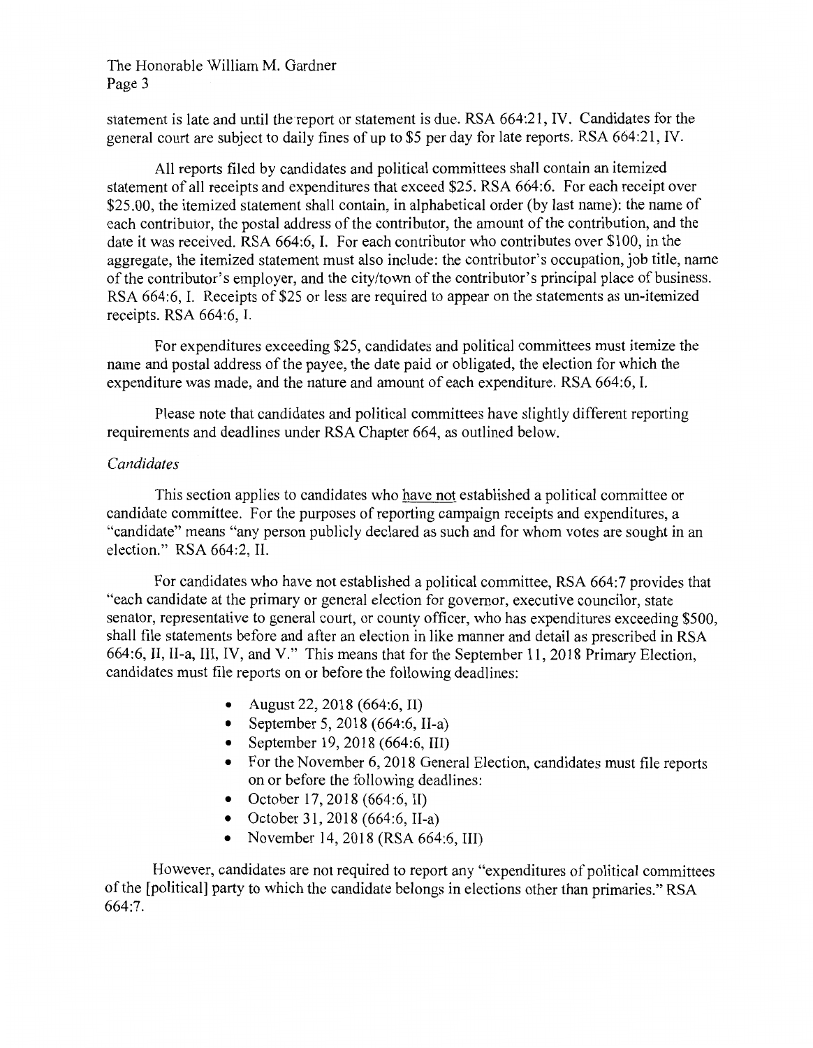statement is late and until the report or statement is due. RSA 664:21, IV. Candidates for the general court are subject to daily fines of up to $5 per day for late reports. RSA 664:21, IV.

All reports filed by candidates and political committees shall contain an itemized statement of all receipts and expenditures that exceed $25. RSA 664:6. For each receipt over $25.00, the itemized statement shall contain, in alphabetical order (by last name): the name of each contributor, the postal address of the contributor, the amount of the contribution, and the date it was received. RSA 664:6, I. For each contributor who contributes over $100, in the aggregate, the itemized statement must also include: the contributor's occupation, job title, name of the contributor's employer, and the city/town of the contributor's principal place of business. RSA 664:6, I. Receipts of $25 or less are required to appear on the statements as un-itemized receipts. RSA 664:6, I.

For expenditures exceeding $25, candidates and political committees must itemize the name and postal address of the payee, the date paid or obligated, the election for which the expenditure was made, and the nature and amount of each expenditure. RSA 664:6, I.

Please note that candidates and political committees have slightly different reporting requirements and deadlines under RSA Chapter 664, as outlined below.

*Candidates*

This section applies to candidates who <u>have not</u> established a political committee or candidate committee. For the purposes of reporting campaign receipts and expenditures, a "candidate" means "any person publicly declared as such and for whom votes are sought in an election." RSA 664:2, II.

For candidates who have not established a political committee, RSA 664:7 provides that "each candidate at the primary or general election for governor, executive councilor, state senator, representative to general court, or county officer, who has expenditures exceeding $500, shall file statements before and after an election in like manner and detail as prescribed in RSA 664:6, II, II-a, III, IV, and V." This means that for the September 11, 2018 Primary Election, candidates must file reports on or before the following deadlines:

- August 22, 2018 (664:6, II)
- September 5, 2018 (664:6, II-a)
- September 19, 2018 (664:6, III)
- For the November 6, 2018 General Election, candidates must file reports on or before the following deadlines:
- October 17, 2018 (664:6, II)
- October 31, 2018 (664:6, II-a)
- November 14, 2018 (RSA 664:6, III)

However, candidates are not required to report any "expenditures of political committees of the [political] party to which the candidate belongs in elections other than primaries." RSA 664:7.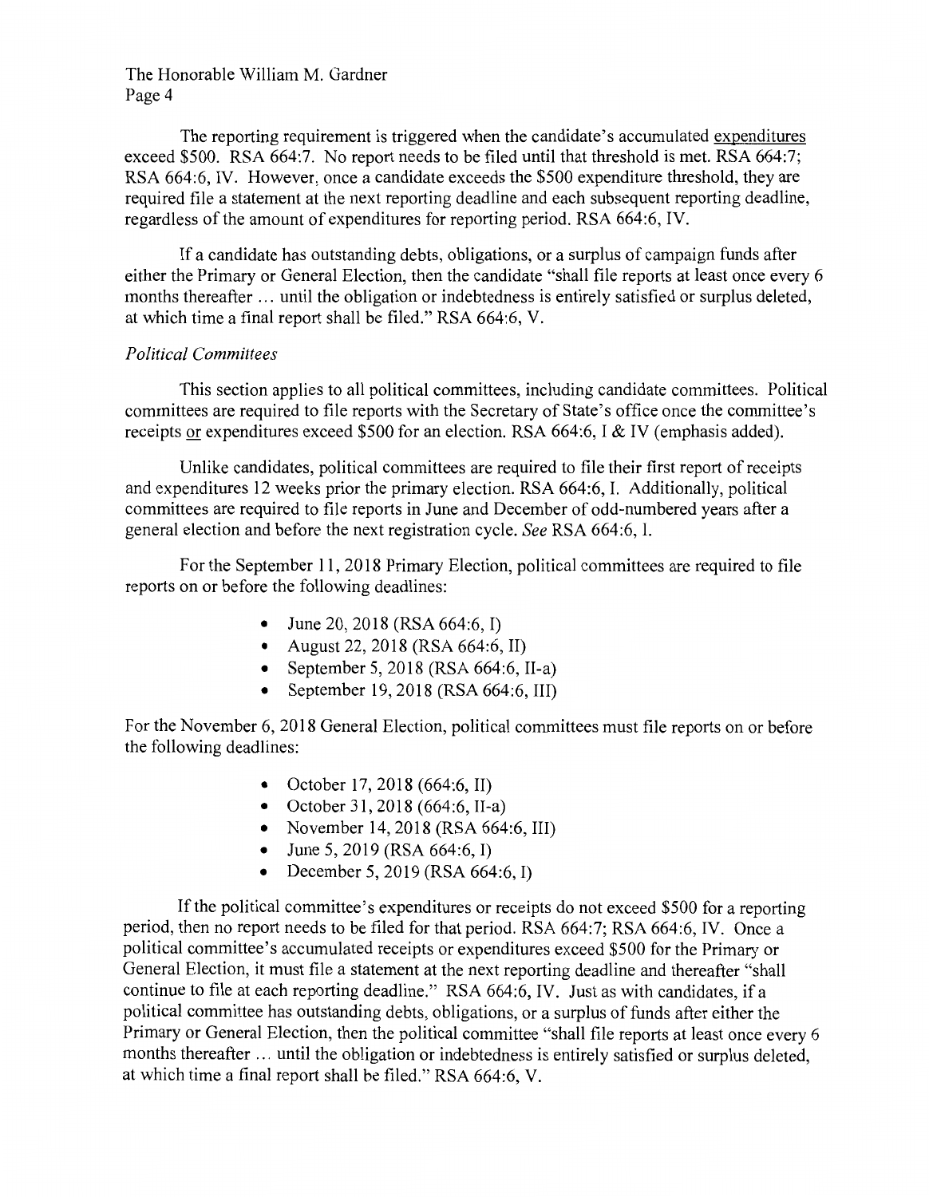The reporting requirement is triggered when the candidate's accumulated <u>expenditures</u> exceed $500. RSA 664:7. No report needs to be filed until that threshold is met. RSA 664:7; RSA 664:6, IV. However, once a candidate exceeds the $500 expenditure threshold, they are required file a statement at the next reporting deadline and each subsequent reporting deadline, regardless of the amount of expenditures for reporting period. RSA 664:6, IV.

If a candidate has outstanding debts, obligations, or a surplus of campaign funds after either the Primary or General Election, then the candidate "shall file reports at least once every 6 months thereafter … until the obligation or indebtedness is entirely satisfied or surplus deleted, at which time a final report shall be filed." RSA 664:6, V.

*Political Committees*

This section applies to all political committees, including candidate committees. Political committees are required to file reports with the Secretary of State's office once the committee's receipts <u>or</u> expenditures exceed $500 for an election. RSA 664:6, I & IV (emphasis added).

Unlike candidates, political committees are required to file their first report of receipts and expenditures 12 weeks prior the primary election. RSA 664:6, I. Additionally, political committees are required to file reports in June and December of odd-numbered years after a general election and before the next registration cycle. *See* RSA 664:6, I.

For the September 11, 2018 Primary Election, political committees are required to file reports on or before the following deadlines:

- June 20, 2018 (RSA 664:6, I)
- August 22, 2018 (RSA 664:6, II)
- September 5, 2018 (RSA 664:6, II-a)
- September 19, 2018 (RSA 664:6, III)

For the November 6, 2018 General Election, political committees must file reports on or before the following deadlines:

- October 17, 2018 (664:6, II)
- October 31, 2018 (664:6, II-a)
- November 14, 2018 (RSA 664:6, III)
- June 5, 2019 (RSA 664:6, I)
- December 5, 2019 (RSA 664:6, I)

If the political committee's expenditures or receipts do not exceed $500 for a reporting period, then no report needs to be filed for that period. RSA 664:7; RSA 664:6, IV. Once a political committee's accumulated receipts or expenditures exceed $500 for the Primary or General Election, it must file a statement at the next reporting deadline and thereafter "shall continue to file at each reporting deadline." RSA 664:6, IV. Just as with candidates, if a political committee has outstanding debts, obligations, or a surplus of funds after either the Primary or General Election, then the political committee "shall file reports at least once every 6 months thereafter … until the obligation or indebtedness is entirely satisfied or surplus deleted, at which time a final report shall be filed." RSA 664:6, V.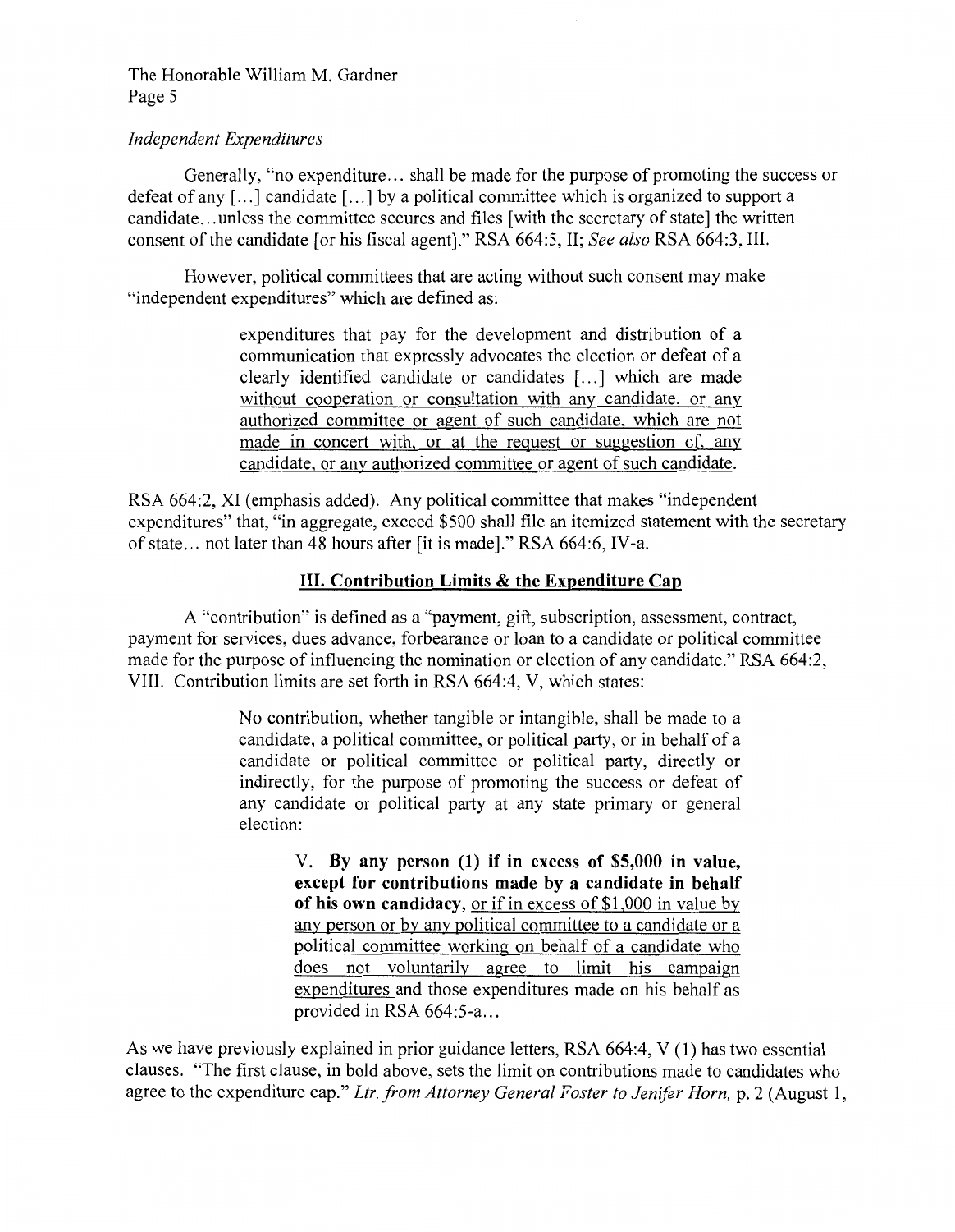*Independent Expenditures*

Generally, "no expenditure… shall be made for the purpose of promoting the success or defeat of any […] candidate […] by a political committee which is organized to support a candidate…unless the committee secures and files [with the secretary of state] the written consent of the candidate [or his fiscal agent]." RSA 664:5, II; *See also* RSA 664:3, III.

However, political committees that are acting without such consent may make "independent expenditures" which are defined as:

> expenditures that pay for the development and distribution of a communication that expressly advocates the election or defeat of a clearly identified candidate or candidates […] which are made <u>without cooperation or consultation with any candidate, or any authorized committee or agent of such candidate, which are not made in concert with, or at the request or suggestion of, any candidate, or any authorized committee or agent of such candidate.</u>

RSA 664:2, XI (emphasis added). Any political committee that makes "independent expenditures" that, "in aggregate, exceed $500 shall file an itemized statement with the secretary of state… not later than 48 hours after [it is made]." RSA 664:6, IV-a.

## <u>III. Contribution Limits & the Expenditure Cap</u>

A "contribution" is defined as a "payment, gift, subscription, assessment, contract, payment for services, dues advance, forbearance or loan to a candidate or political committee made for the purpose of influencing the nomination or election of any candidate." RSA 664:2, VIII. Contribution limits are set forth in RSA 664:4, V, which states:

> No contribution, whether tangible or intangible, shall be made to a candidate, a political committee, or political party, or in behalf of a candidate or political committee or political party, directly or indirectly, for the purpose of promoting the success or defeat of any candidate or political party at any state primary or general election:
>
> > V. **By any person (1) if in excess of $5,000 in value, except for contributions made by a candidate in behalf of his own candidacy**, <u>or if in excess of $1,000 in value by any person or by any political committee to a candidate or a political committee working on behalf of a candidate who does not voluntarily agree to limit his campaign expenditures</u> and those expenditures made on his behalf as provided in RSA 664:5-a…

As we have previously explained in prior guidance letters, RSA 664:4, V (1) has two essential clauses. "The first clause, in bold above, sets the limit on contributions made to candidates who agree to the expenditure cap." *Ltr. from Attorney General Foster to Jenifer Horn*, p. 2 (August 1,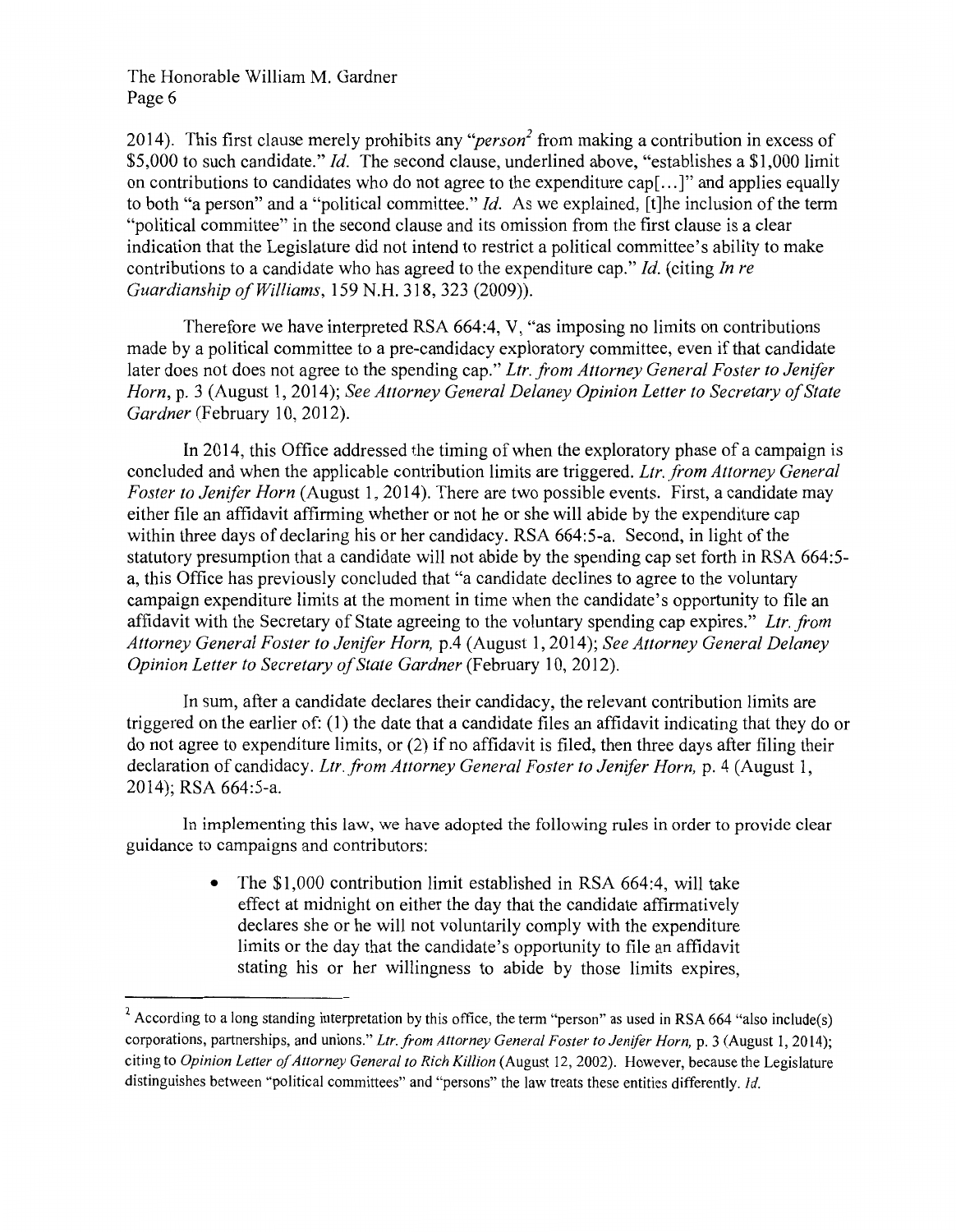2014). This first clause merely prohibits any "*person*[2] from making a contribution in excess of $5,000 to such candidate." *Id.* The second clause, underlined above, "establishes a $1,000 limit on contributions to candidates who do not agree to the expenditure cap[...]" and applies equally to both "a person" and a "political committee." *Id.* As we explained, [t]he inclusion of the term "political committee" in the second clause and its omission from the first clause is a clear indication that the Legislature did not intend to restrict a political committee's ability to make contributions to a candidate who has agreed to the expenditure cap." *Id.* (citing *In re Guardianship of Williams*, 159 N.H. 318, 323 (2009)).

Therefore we have interpreted RSA 664:4, V, "as imposing no limits on contributions made by a political committee to a pre-candidacy exploratory committee, even if that candidate later does not does not agree to the spending cap." *Ltr. from Attorney General Foster to Jenifer Horn*, p. 3 (August 1, 2014); *See Attorney General Delaney Opinion Letter to Secretary of State Gardner* (February 10, 2012).

In 2014, this Office addressed the timing of when the exploratory phase of a campaign is concluded and when the applicable contribution limits are triggered. *Ltr. from Attorney General Foster to Jenifer Horn* (August 1, 2014). There are two possible events. First, a candidate may either file an affidavit affirming whether or not he or she will abide by the expenditure cap within three days of declaring his or her candidacy. RSA 664:5-a. Second, in light of the statutory presumption that a candidate will not abide by the spending cap set forth in RSA 664:5-a, this Office has previously concluded that "a candidate declines to agree to the voluntary campaign expenditure limits at the moment in time when the candidate's opportunity to file an affidavit with the Secretary of State agreeing to the voluntary spending cap expires." *Ltr. from Attorney General Foster to Jenifer Horn,* p.4 (August 1, 2014); *See Attorney General Delaney Opinion Letter to Secretary of State Gardner* (February 10, 2012).

In sum, after a candidate declares their candidacy, the relevant contribution limits are triggered on the earlier of: (1) the date that a candidate files an affidavit indicating that they do or do not agree to expenditure limits, or (2) if no affidavit is filed, then three days after filing their declaration of candidacy. *Ltr. from Attorney General Foster to Jenifer Horn,* p. 4 (August 1, 2014); RSA 664:5-a.

In implementing this law, we have adopted the following rules in order to provide clear guidance to campaigns and contributors:

- The $1,000 contribution limit established in RSA 664:4, will take effect at midnight on either the day that the candidate affirmatively declares she or he will not voluntarily comply with the expenditure limits or the day that the candidate's opportunity to file an affidavit stating his or her willingness to abide by those limits expires,

---

[2] According to a long standing interpretation by this office, the term "person" as used in RSA 664 "also include(s) corporations, partnerships, and unions." *Ltr. from Attorney General Foster to Jenifer Horn,* p. 3 (August 1, 2014); citing to *Opinion Letter of Attorney General to Rich Killion* (August 12, 2002). However, because the Legislature distinguishes between "political committees" and "persons" the law treats these entities differently. *Id.*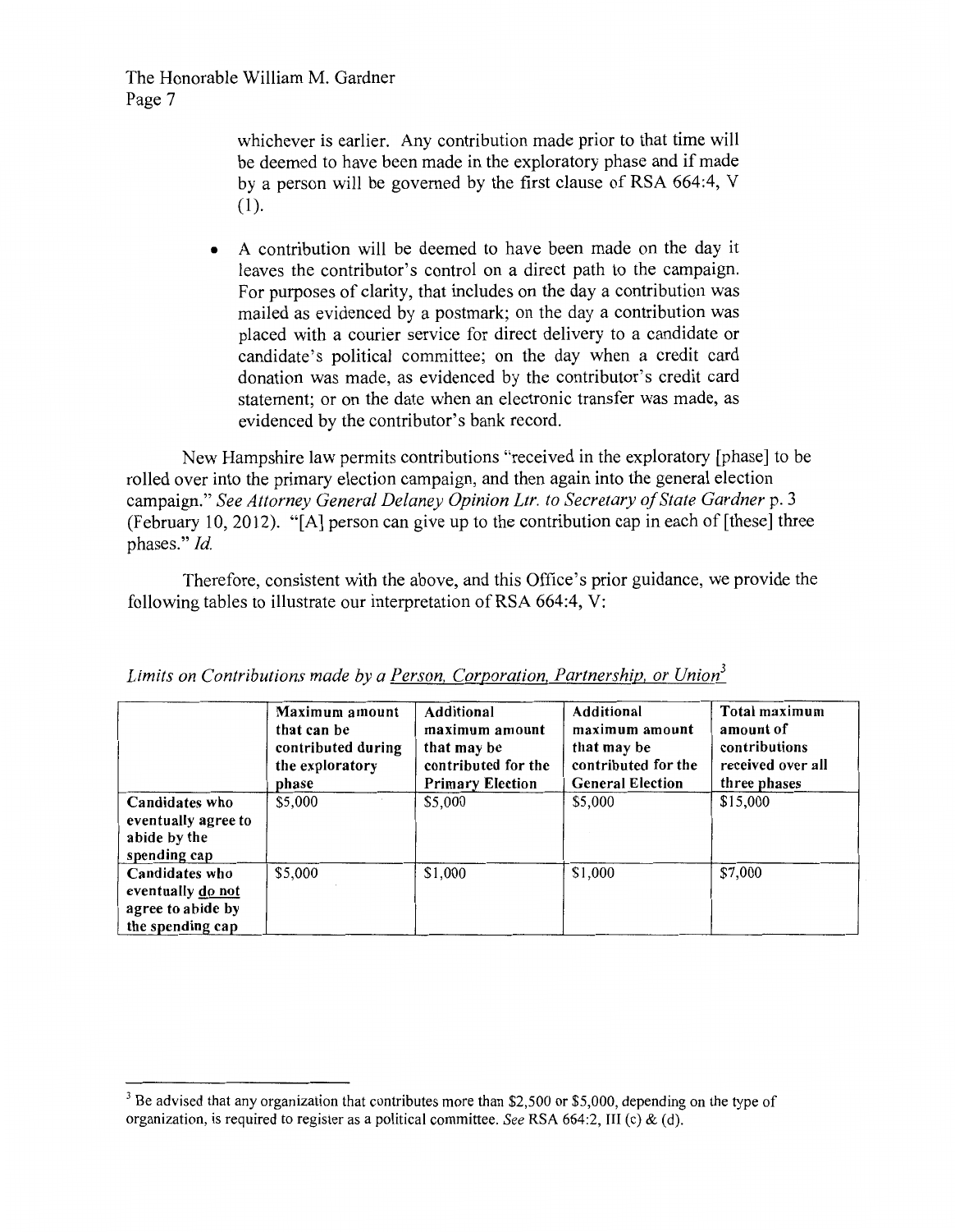whichever is earlier. Any contribution made prior to that time will be deemed to have been made in the exploratory phase and if made by a person will be governed by the first clause of RSA 664:4, V (1).

- A contribution will be deemed to have been made on the day it leaves the contributor's control on a direct path to the campaign. For purposes of clarity, that includes on the day a contribution was mailed as evidenced by a postmark; on the day a contribution was placed with a courier service for direct delivery to a candidate or candidate's political committee; on the day when a credit card donation was made, as evidenced by the contributor's credit card statement; or on the date when an electronic transfer was made, as evidenced by the contributor's bank record.

New Hampshire law permits contributions "received in the exploratory [phase] to be rolled over into the primary election campaign, and then again into the general election campaign." *See Attorney General Delaney Opinion Ltr. to Secretary of State Gardner* p. 3 (February 10, 2012). "[A] person can give up to the contribution cap in each of [these] three phases." *Id.*

Therefore, consistent with the above, and this Office's prior guidance, we provide the following tables to illustrate our interpretation of RSA 664:4, V:

*Limits on Contributions made by a Person, Corporation, Partnership, or Union*[3]

| | Maximum amount that can be contributed during the exploratory phase | Additional maximum amount that may be contributed for the Primary Election | Additional maximum amount that may be contributed for the General Election | Total maximum amount of contributions received over all three phases |
|---|---|---|---|---|
| **Candidates who eventually agree to abide by the spending cap** | $5,000 | $5,000 | $5,000 | $15,000 |
| **Candidates who eventually do not agree to abide by the spending cap** | $5,000 | $1,000 | $1,000 | $7,000 |

[3] Be advised that any organization that contributes more than $2,500 or $5,000, depending on the type of organization, is required to register as a political committee. *See* RSA 664:2, III (c) & (d).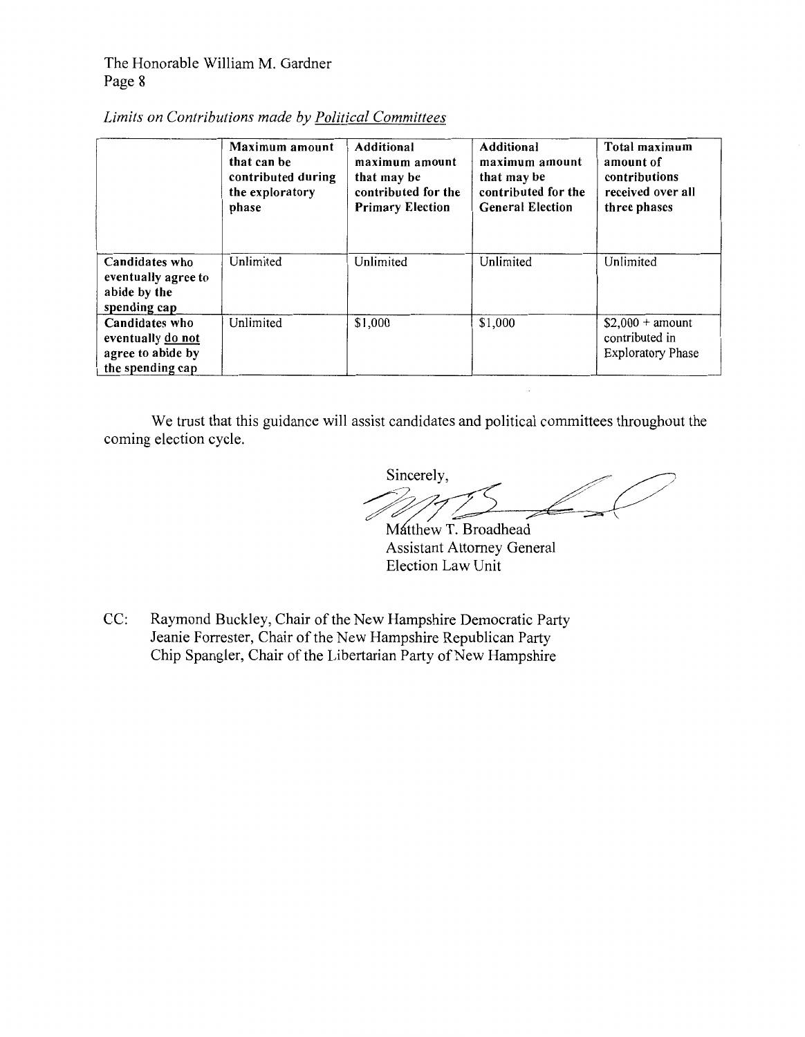*Limits on Contributions made by Political Committees*

| | Maximum amount that can be contributed during the exploratory phase | Additional maximum amount that may be contributed for the Primary Election | Additional maximum amount that may be contributed for the General Election | Total maximum amount of contributions received over all three phases |
|---|---|---|---|---|
| **Candidates who eventually agree to abide by the spending cap** | Unlimited | Unlimited | Unlimited | Unlimited |
| **Candidates who eventually do not agree to abide by the spending cap** | Unlimited | $1,000 | $1,000 | $2,000 + amount contributed in Exploratory Phase |

We trust that this guidance will assist candidates and political committees throughout the coming election cycle.

Sincerely,

Matthew T. Broadhead
Assistant Attorney General
Election Law Unit

CC: Raymond Buckley, Chair of the New Hampshire Democratic Party
Jeanie Forrester, Chair of the New Hampshire Republican Party
Chip Spangler, Chair of the Libertarian Party of New Hampshire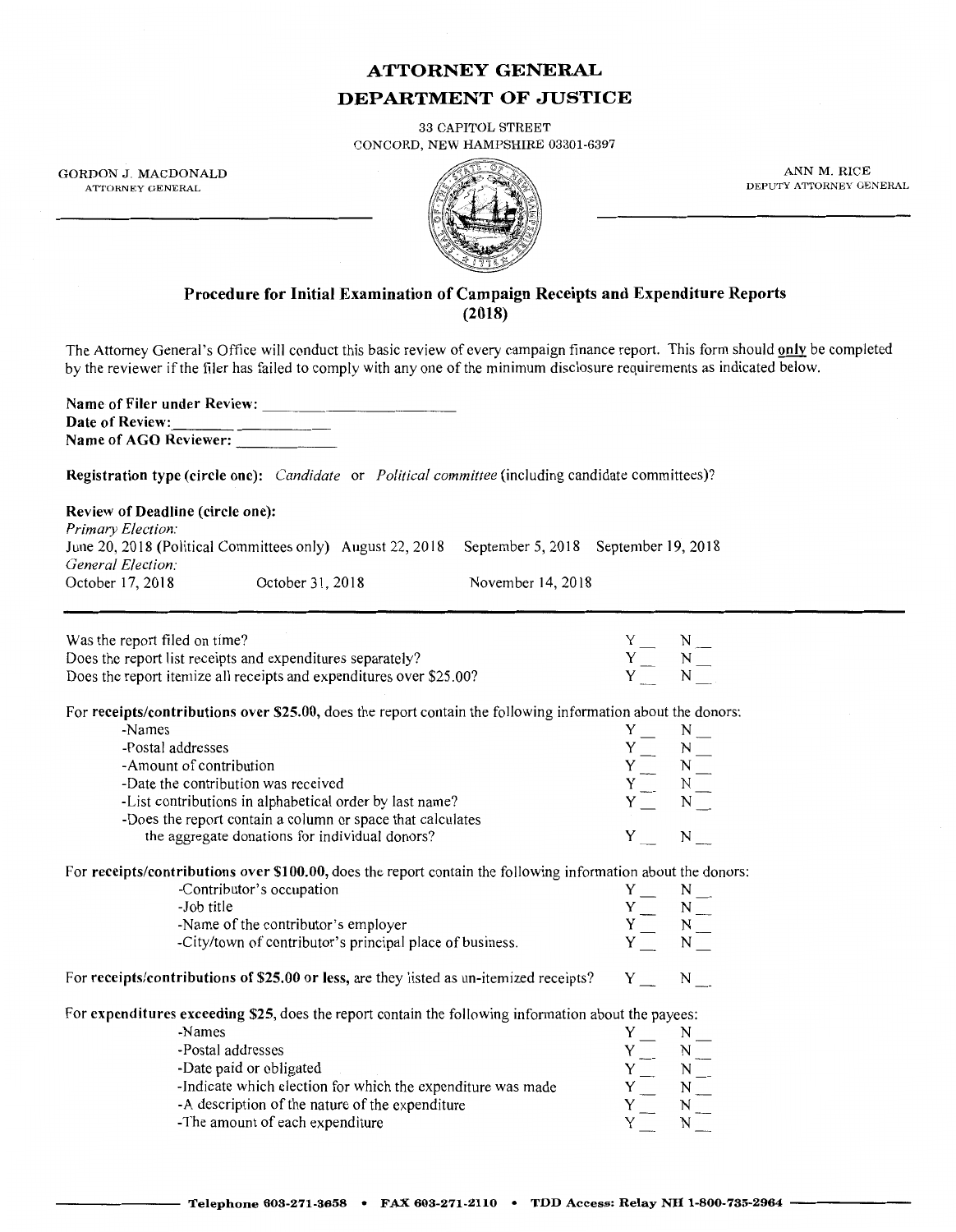# ATTORNEY GENERAL
# DEPARTMENT OF JUSTICE

33 CAPITOL STREET
CONCORD, NEW HAMPSHIRE 03301-6397

GORDON J. MACDONALD
ATTORNEY GENERAL

ANN M. RICE
DEPUTY ATTORNEY GENERAL

## Procedure for Initial Examination of Campaign Receipts and Expenditure Reports (2018)

The Attorney General's Office will conduct this basic review of every campaign finance report. This form should **only** be completed by the reviewer if the filer has failed to comply with any one of the minimum disclosure requirements as indicated below.

**Name of Filer under Review:** ______________________

**Date of Review:** ________ __________

**Name of AGO Reviewer:** ___________

**Registration type (circle one):** *Candidate* or *Political committee* (including candidate committees)?

**Review of Deadline (circle one):**

*Primary Election:*
June 20, 2018 (Political Committees only) August 22, 2018 September 5, 2018 September 19, 2018

*General Election:*
October 17, 2018 October 31, 2018 November 14, 2018

---

Was the report filed on time? Y__ N__
Does the report list receipts and expenditures separately? Y__ N__
Does the report itemize all receipts and expenditures over $25.00? Y__ N__

For **receipts/contributions over $25.00**, does the report contain the following information about the donors:

- -Names Y__ N__
- -Postal addresses Y__ N__
- -Amount of contribution Y__ N__
- -Date the contribution was received Y__ N__
- -List contributions in alphabetical order by last name? Y__ N__
- -Does the report contain a column or space that calculates the aggregate donations for individual donors? Y__ N__

For **receipts/contributions over $100.00**, does the report contain the following information about the donors:

- -Contributor's occupation Y__ N__
- -Job title Y__ N__
- -Name of the contributor's employer Y__ N__
- -City/town of contributor's principal place of business. Y__ N__

For **receipts/contributions of $25.00 or less**, are they listed as un-itemized receipts? Y__ N__

For **expenditures exceeding $25**, does the report contain the following information about the payees:

- -Names Y__ N__
- -Postal addresses Y__ N__
- -Date paid or obligated Y__ N__
- -Indicate which election for which the expenditure was made Y__ N__
- -A description of the nature of the expenditure Y__ N__
- -The amount of each expenditure Y__ N__

**Telephone 603-271-3658 • FAX 603-271-2110 • TDD Access: Relay NH 1-800-735-2964**